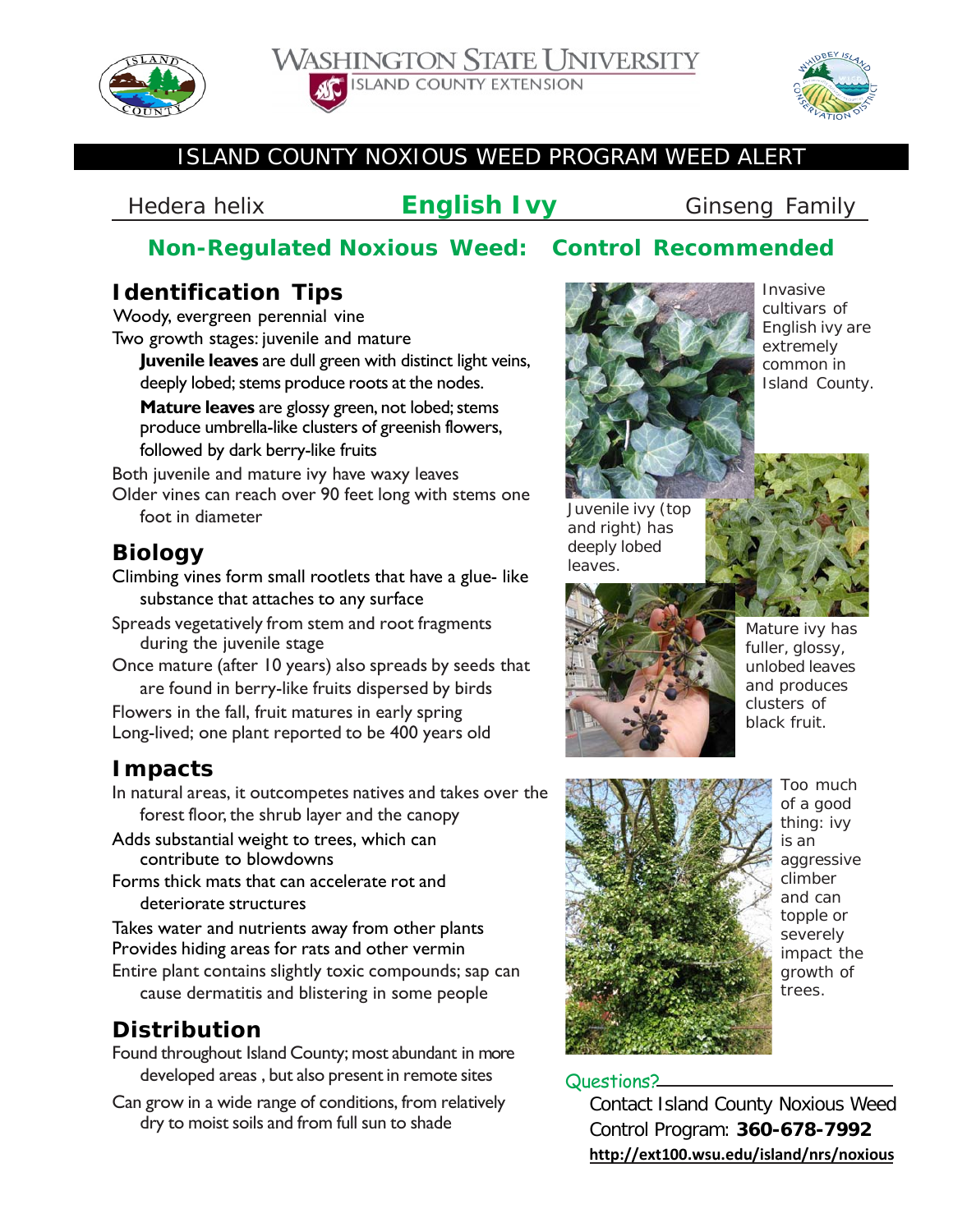WASHINGTON STATE UNIVERSITY
ISLAND COUNTY EXTENSION

# ISLAND COUNTY NOXIOUS WEED PROGRAM WEED ALERT

Hedera helix | **English Ivy** | Ginseng Family

## Non-Regulated Noxious Weed: Control Recommended

### Identification Tips

- Woody, evergreen perennial vine
- Two growth stages: juvenile and mature
  - **Juvenile leaves** are dull green with distinct light veins, deeply lobed; stems produce roots at the nodes.
  - **Mature leaves** are glossy green, not lobed; stems produce umbrella-like clusters of greenish flowers, followed by dark berry-like fruits
- Both juvenile and mature ivy have waxy leaves
- Older vines can reach over 90 feet long with stems one foot in diameter

### Biology

- Climbing vines form small rootlets that have a glue- like substance that attaches to any surface
- Spreads vegetatively from stem and root fragments during the juvenile stage
- Once mature (after 10 years) also spreads by seeds that are found in berry-like fruits dispersed by birds
- Flowers in the fall, fruit matures in early spring
- Long-lived; one plant reported to be 400 years old

### Impacts

- In natural areas, it outcompetes natives and takes over the forest floor, the shrub layer and the canopy
- Adds substantial weight to trees, which can contribute to blowdowns
- Forms thick mats that can accelerate rot and deteriorate structures
- Takes water and nutrients away from other plants
- Provides hiding areas for rats and other vermin
- Entire plant contains slightly toxic compounds; sap can cause dermatitis and blistering in some people

### Distribution

- Found throughout Island County; most abundant in more developed areas , but also present in remote sites
- Can grow in a wide range of conditions, from relatively dry to moist soils and from full sun to shade

Invasive cultivars of English ivy are extremely common in Island County.

Juvenile ivy (top and right) has deeply lobed leaves.

Mature ivy has fuller, glossy, unlobed leaves and produces clusters of black fruit.

Too much of a good thing: ivy is an aggressive climber and can topple or severely impact the growth of trees.

Questions?
Contact Island County Noxious Weed Control Program: **360-678-7992**
**http://ext100.wsu.edu/island/nrs/noxious**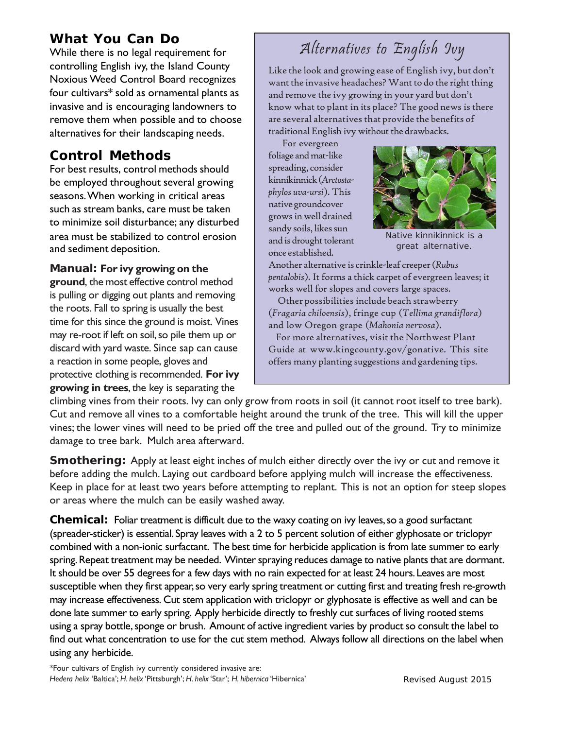## What You Can Do

While there is no legal requirement for controlling English ivy, the Island County Noxious Weed Control Board recognizes four cultivars* sold as ornamental plants as invasive and is encouraging landowners to remove them when possible and to choose alternatives for their landscaping needs.

## Control Methods

For best results, control methods should be employed throughout several growing seasons. When working in critical areas such as stream banks, care must be taken to minimize soil disturbance; any disturbed area must be stabilized to control erosion and sediment deposition.

**Manual: For ivy growing on the ground**, the most effective control method is pulling or digging out plants and removing the roots. Fall to spring is usually the best time for this since the ground is moist. Vines may re-root if left on soil, so pile them up or discard with yard waste. Since sap can cause a reaction in some people, gloves and protective clothing is recommended. **For ivy growing in trees**, the key is separating the climbing vines from their roots. Ivy can only grow from roots in soil (it cannot root itself to tree bark). Cut and remove all vines to a comfortable height around the trunk of the tree. This will kill the upper vines; the lower vines will need to be pried off the tree and pulled out of the ground. Try to minimize damage to tree bark. Mulch area afterward.

**Smothering:** Apply at least eight inches of mulch either directly over the ivy or cut and remove it before adding the mulch. Laying out cardboard before applying mulch will increase the effectiveness. Keep in place for at least two years before attempting to replant. This is not an option for steep slopes or areas where the mulch can be easily washed away.

**Chemical:** Foliar treatment is difficult due to the waxy coating on ivy leaves, so a good surfactant (spreader-sticker) is essential. Spray leaves with a 2 to 5 percent solution of either glyphosate or triclopyr combined with a non-ionic surfactant. The best time for herbicide application is from late summer to early spring. Repeat treatment may be needed. Winter spraying reduces damage to native plants that are dormant. It should be over 55 degrees for a few days with no rain expected for at least 24 hours. Leaves are most susceptible when they first appear, so very early spring treatment or cutting first and treating fresh re-growth may increase effectiveness. Cut stem application with triclopyr or glyphosate is effective as well and can be done late summer to early spring. Apply herbicide directly to freshly cut surfaces of living rooted stems using a spray bottle, sponge or brush. Amount of active ingredient varies by product so consult the label to find out what concentration to use for the cut stem method. Always follow all directions on the label when using any herbicide.

## Alternatives to English Ivy

Like the look and growing ease of English ivy, but don't want the invasive headaches? Want to do the right thing and remove the ivy growing in your yard but don't know what to plant in its place? The good news is there are several alternatives that provide the benefits of traditional English ivy without the drawbacks.

For evergreen foliage and mat-like spreading, consider kinnikinnick (*Arctostaphylos uva-ursi*). This native groundcover grows in well drained sandy soils, likes sun and is drought tolerant once established.

Native kinnikinnick is a great alternative.

Another alternative is crinkle-leaf creeper (*Rubus pentalobis*). It forms a thick carpet of evergreen leaves; it works well for slopes and covers large spaces.

Other possibilities include beach strawberry (*Fragaria chiloensis*), fringe cup (*Tellima grandiflora*) and low Oregon grape (*Mahonia nervosa*).

For more alternatives, visit the Northwest Plant Guide at www.kingcounty.gov/gonative. This site offers many planting suggestions and gardening tips.

*Four cultivars of English ivy currently considered invasive are:
*Hedera helix* 'Baltica'; *H. helix* 'Pittsburgh'; *H. helix* 'Star'; *H. hibernica* 'Hibernica'

Revised August 2015